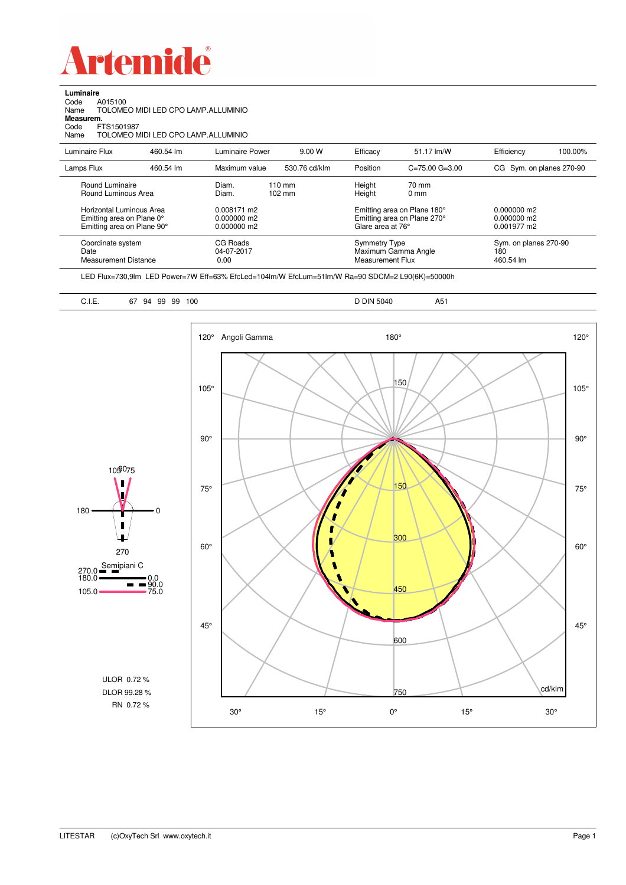# Artemide

**Luminaire**

Code A015100

Name TOLOMEO MIDI LED CPO LAMP.ALLUMINIO

**Measurem.**

Code FTS1501987

Name TOLOMEO MIDI LED CPO LAMP.ALLUMINIO

| Luminaire Flux | 460.54 lm | Luminaire Power | 9.00 W | Efficacy | 51.17 lm/W | Efficiency | 100.00% |
|---|---|---|---|---|---|---|---|
| Lamps Flux | 460.54 lm | Maximum value | 530.76 cd/klm | Position | C=75.00 G=3.00 | CG Sym. on planes 270-90 | |

| | | | | |
|---|---|---|---|---|
| Round Luminaire | Diam. 110 mm | Height | 70 mm | |
| Round Luminous Area | Diam. 102 mm | Height | 0 mm | |
| Horizontal Luminous Area | 0.008171 m2 | Emitting area on Plane 180° | | 0.000000 m2 |
| Emitting area on Plane 0° | 0.000000 m2 | Emitting area on Plane 270° | | 0.000000 m2 |
| Emitting area on Plane 90° | 0.000000 m2 | Glare area at 76° | | 0.001977 m2 |
| Coordinate system | CG Roads | Symmetry Type | | Sym. on planes 270-90 |
| Date | 04-07-2017 | Maximum Gamma Angle | | 180 |
| Measurement Distance | 0.00 | Measurement Flux | | 460.54 lm |

LED Flux=730,9lm LED Power=7W Eff=63% EfcLed=104lm/W EfcLum=51lm/W Ra=90 SDCM=2 L90(6K)=50000h

C.I.E. 67 94 99 99 100 D DIN 5040 A51

Semipiani C: 270.0 / 90.0; 180.0 / 0.0; 105.0 / 75.0

ULOR 0.72 %

DLOR 99.28 %

RN 0.72 %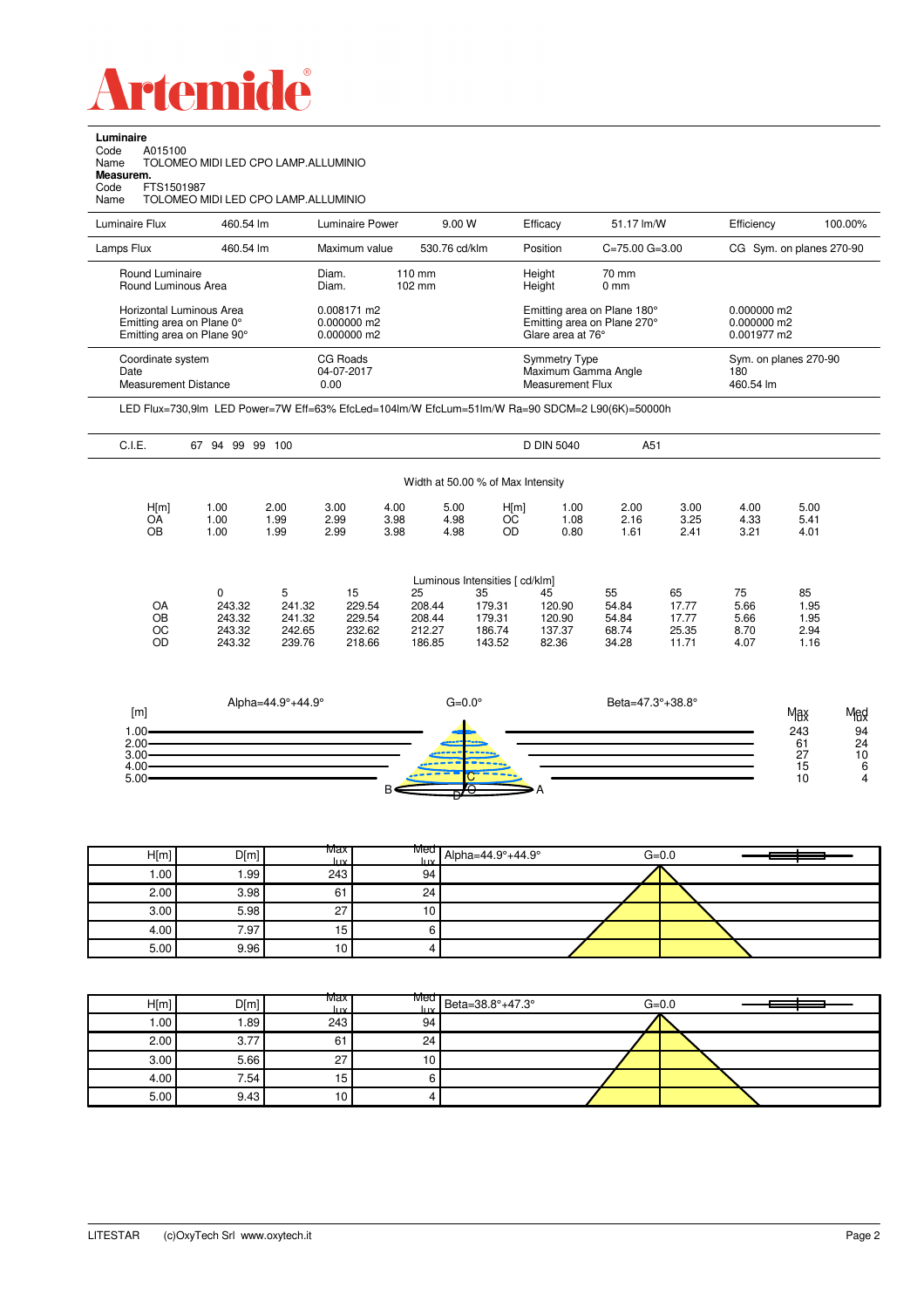# Artemide

**Luminaire**
Code A015100
Name TOLOMEO MIDI LED CPO LAMP.ALLUMINIO
**Measurem.**
Code FTS1501987
Name TOLOMEO MIDI LED CPO LAMP.ALLUMINIO

| | | | | | | | |
|---|---|---|---|---|---|---|---|
| Luminaire Flux | 460.54 lm | Luminaire Power | 9.00 W | Efficacy | 51.17 lm/W | Efficiency | 100.00% |
| Lamps Flux | 460.54 lm | Maximum value | 530.76 cd/klm | Position | C=75.00 G=3.00 | CG | Sym. on planes 270-90 |

| | | | | | |
|---|---|---|---|---|---|
| Round Luminaire | Diam. | 110 mm | Height | 70 mm | |
| Round Luminous Area | Diam. | 102 mm | Height | 0 mm | |
| Horizontal Luminous Area | 0.008171 m2 | | Emitting area on Plane 180° | | 0.000000 m2 |
| Emitting area on Plane 0° | 0.000000 m2 | | Emitting area on Plane 270° | | 0.000000 m2 |
| Emitting area on Plane 90° | 0.000000 m2 | | Glare area at 76° | | 0.001977 m2 |
| Coordinate system | CG Roads | | Symmetry Type | | Sym. on planes 270-90 |
| Date | 04-07-2017 | | Maximum Gamma Angle | | 180 |
| Measurement Distance | 0.00 | | Measurement Flux | | 460.54 lm |

LED Flux=730,9lm LED Power=7W Eff=63% EfcLed=104lm/W EfcLum=51lm/W Ra=90 SDCM=2 L90(6K)=50000h

C.I.E. 67 94 99 99 100 D DIN 5040 A51

Width at 50.00 % of Max Intensity

| H[m] | 1.00 | 2.00 | 3.00 | 4.00 | 5.00 | H[m] | 1.00 | 2.00 | 3.00 | 4.00 | 5.00 |
|---|---|---|---|---|---|---|---|---|---|---|---|
| OA | 1.00 | 1.99 | 2.99 | 3.98 | 4.98 | OC | 1.08 | 2.16 | 3.25 | 4.33 | 5.41 |
| OB | 1.00 | 1.99 | 2.99 | 3.98 | 4.98 | OD | 0.80 | 1.61 | 2.41 | 3.21 | 4.01 |

Luminous Intensities [ cd/klm]

| | 0 | 5 | 15 | 25 | 35 | 45 | 55 | 65 | 75 | 85 |
|---|---|---|---|---|---|---|---|---|---|---|
| OA | 243.32 | 241.32 | 229.54 | 208.44 | 179.31 | 120.90 | 54.84 | 17.77 | 5.66 | 1.95 |
| OB | 243.32 | 241.32 | 229.54 | 208.44 | 179.31 | 120.90 | 54.84 | 17.77 | 5.66 | 1.95 |
| OC | 243.32 | 242.65 | 232.62 | 212.27 | 186.74 | 137.37 | 68.74 | 25.35 | 8.70 | 2.94 |
| OD | 243.32 | 239.76 | 218.66 | 186.85 | 143.52 | 82.36 | 34.28 | 11.71 | 4.07 | 1.16 |

Alpha=44.9°+44.9° G=0.0° Beta=47.3°+38.8°

[m]
1.00
2.00
3.00
4.00
5.00
B D O C A

| Max lux | Med lux |
|---|---|
| 243 | 94 |
| 61 | 24 |
| 27 | 10 |
| 15 | 6 |
| 10 | 4 |

| H[m] | D[m] | Max lux | Med lux | Alpha=44.9°+44.9° G=0.0 |
|---|---|---|---|---|
| 1.00 | 1.99 | 243 | 94 | |
| 2.00 | 3.98 | 61 | 24 | |
| 3.00 | 5.98 | 27 | 10 | |
| 4.00 | 7.97 | 15 | 6 | |
| 5.00 | 9.96 | 10 | 4 | |

| H[m] | D[m] | Max lux | Med lux | Beta=38.8°+47.3° G=0.0 |
|---|---|---|---|---|
| 1.00 | 1.89 | 243 | 94 | |
| 2.00 | 3.77 | 61 | 24 | |
| 3.00 | 5.66 | 27 | 10 | |
| 4.00 | 7.54 | 15 | 6 | |
| 5.00 | 9.43 | 10 | 4 | |

LITESTAR (c)OxyTech Srl www.oxytech.it